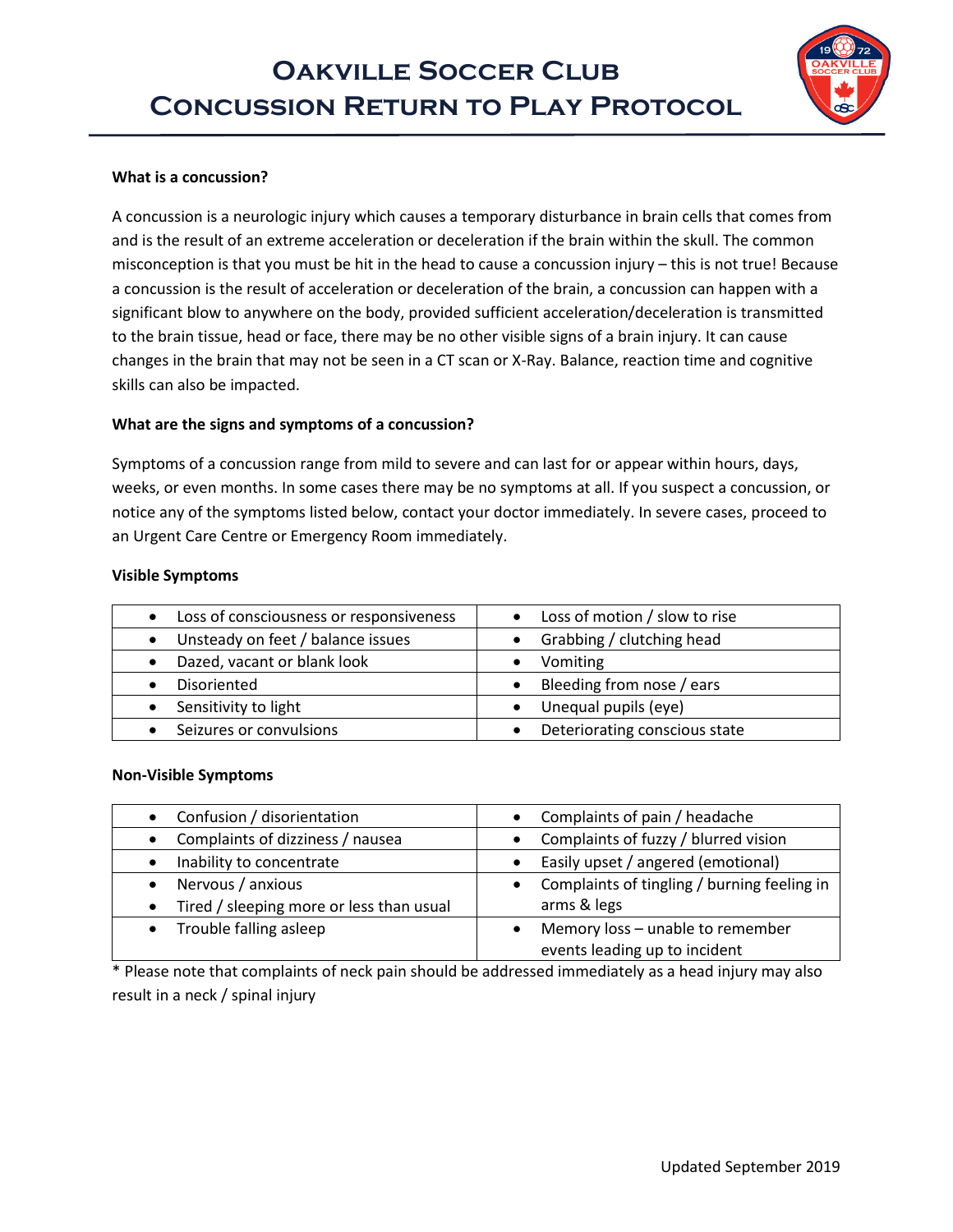# Oakville Soccer Club
# Concussion Return to Play Protocol

**What is a concussion?**

A concussion is a neurologic injury which causes a temporary disturbance in brain cells that comes from and is the result of an extreme acceleration or deceleration if the brain within the skull. The common misconception is that you must be hit in the head to cause a concussion injury – this is not true! Because a concussion is the result of acceleration or deceleration of the brain, a concussion can happen with a significant blow to anywhere on the body, provided sufficient acceleration/deceleration is transmitted to the brain tissue, head or face, there may be no other visible signs of a brain injury. It can cause changes in the brain that may not be seen in a CT scan or X-Ray. Balance, reaction time and cognitive skills can also be impacted.

**What are the signs and symptoms of a concussion?**

Symptoms of a concussion range from mild to severe and can last for or appear within hours, days, weeks, or even months. In some cases there may be no symptoms at all. If you suspect a concussion, or notice any of the symptoms listed below, contact your doctor immediately. In severe cases, proceed to an Urgent Care Centre or Emergency Room immediately.

**Visible Symptoms**

| | |
|---|---|
| • Loss of consciousness or responsiveness | • Loss of motion / slow to rise |
| • Unsteady on feet / balance issues | • Grabbing / clutching head |
| • Dazed, vacant or blank look | • Vomiting |
| • Disoriented | • Bleeding from nose / ears |
| • Sensitivity to light | • Unequal pupils (eye) |
| • Seizures or convulsions | • Deteriorating conscious state |

**Non-Visible Symptoms**

| | |
|---|---|
| • Confusion / disorientation | • Complaints of pain / headache |
| • Complaints of dizziness / nausea | • Complaints of fuzzy / blurred vision |
| • Inability to concentrate | • Easily upset / angered (emotional) |
| • Nervous / anxious<br>• Tired / sleeping more or less than usual | • Complaints of tingling / burning feeling in arms & legs |
| • Trouble falling asleep | • Memory loss – unable to remember events leading up to incident |

* Please note that complaints of neck pain should be addressed immediately as a head injury may also result in a neck / spinal injury

Updated September 2019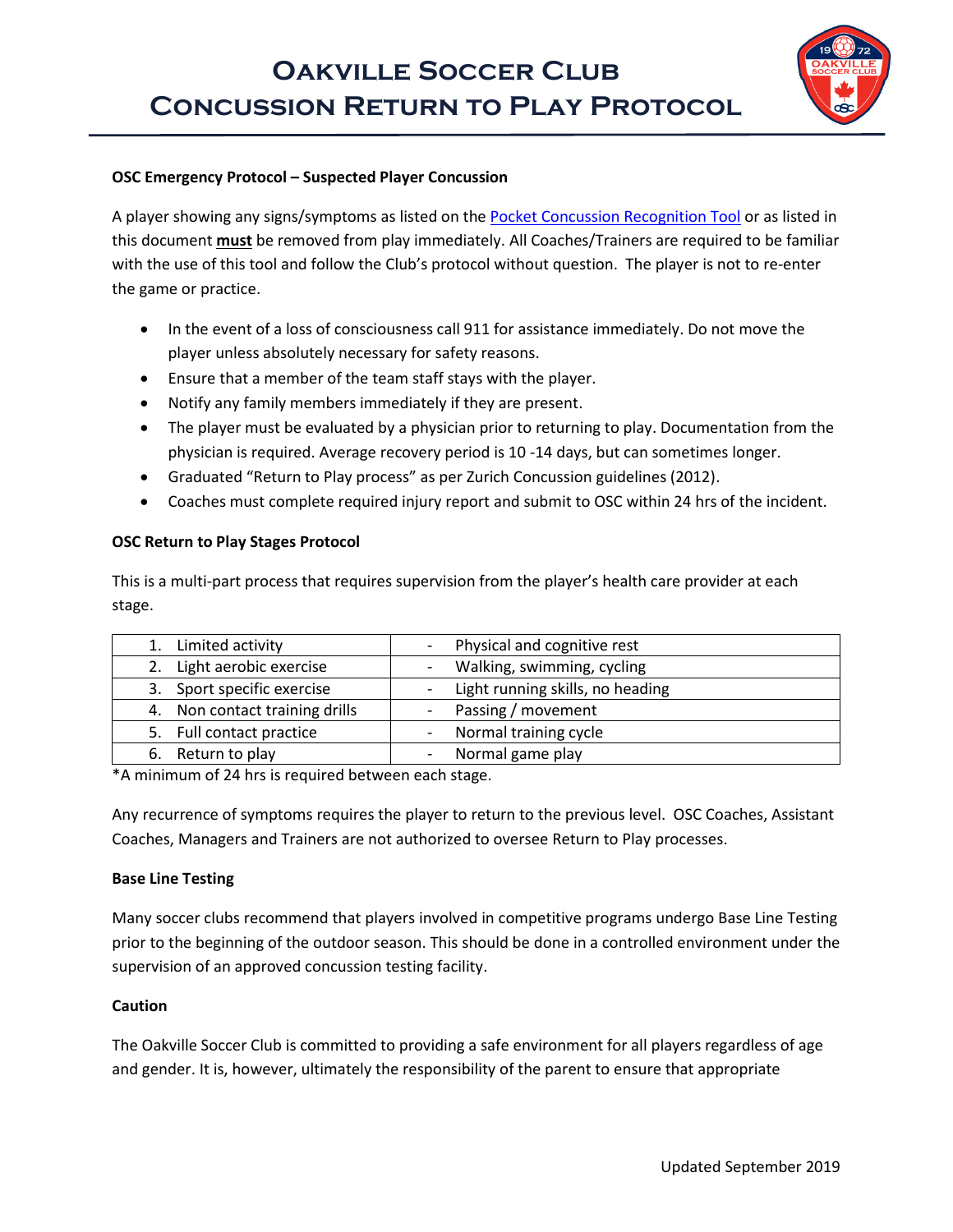# Oakville Soccer Club
# Concussion Return to Play Protocol

**OSC Emergency Protocol – Suspected Player Concussion**

A player showing any signs/symptoms as listed on the [Pocket Concussion Recognition Tool]() or as listed in this document **must** be removed from play immediately. All Coaches/Trainers are required to be familiar with the use of this tool and follow the Club's protocol without question. The player is not to re-enter the game or practice.

- In the event of a loss of consciousness call 911 for assistance immediately. Do not move the player unless absolutely necessary for safety reasons.
- Ensure that a member of the team staff stays with the player.
- Notify any family members immediately if they are present.
- The player must be evaluated by a physician prior to returning to play. Documentation from the physician is required. Average recovery period is 10 -14 days, but can sometimes longer.
- Graduated "Return to Play process" as per Zurich Concussion guidelines (2012).
- Coaches must complete required injury report and submit to OSC within 24 hrs of the incident.

**OSC Return to Play Stages Protocol**

This is a multi-part process that requires supervision from the player's health care provider at each stage.

| Stage | Description |
|---|---|
| 1. Limited activity | - Physical and cognitive rest |
| 2. Light aerobic exercise | - Walking, swimming, cycling |
| 3. Sport specific exercise | - Light running skills, no heading |
| 4. Non contact training drills | - Passing / movement |
| 5. Full contact practice | - Normal training cycle |
| 6. Return to play | - Normal game play |

*A minimum of 24 hrs is required between each stage.

Any recurrence of symptoms requires the player to return to the previous level. OSC Coaches, Assistant Coaches, Managers and Trainers are not authorized to oversee Return to Play processes.

**Base Line Testing**

Many soccer clubs recommend that players involved in competitive programs undergo Base Line Testing prior to the beginning of the outdoor season. This should be done in a controlled environment under the supervision of an approved concussion testing facility.

**Caution**

The Oakville Soccer Club is committed to providing a safe environment for all players regardless of age and gender. It is, however, ultimately the responsibility of the parent to ensure that appropriate

Updated September 2019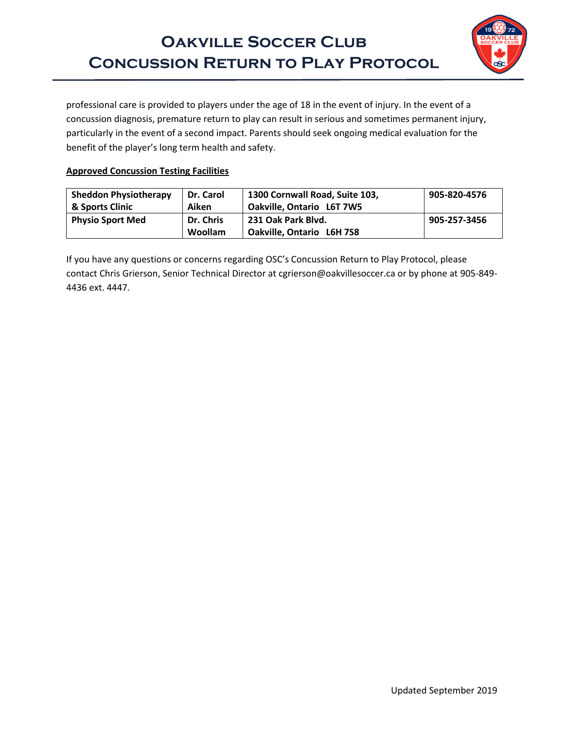professional care is provided to players under the age of 18 in the event of injury. In the event of a concussion diagnosis, premature return to play can result in serious and sometimes permanent injury, particularly in the event of a second impact. Parents should seek ongoing medical evaluation for the benefit of the player's long term health and safety.

**Approved Concussion Testing Facilities**

| | | | |
|---|---|---|---|
| **Sheddon Physiotherapy & Sports Clinic** | **Dr. Carol Aiken** | **1300 Cornwall Road, Suite 103, Oakville, Ontario L6T 7W5** | **905-820-4576** |
| **Physio Sport Med** | **Dr. Chris Woollam** | **231 Oak Park Blvd. Oakville, Ontario L6H 7S8** | **905-257-3456** |

If you have any questions or concerns regarding OSC's Concussion Return to Play Protocol, please contact Chris Grierson, Senior Technical Director at cgrierson@oakvillesoccer.ca or by phone at 905-849-4436 ext. 4447.

Updated September 2019